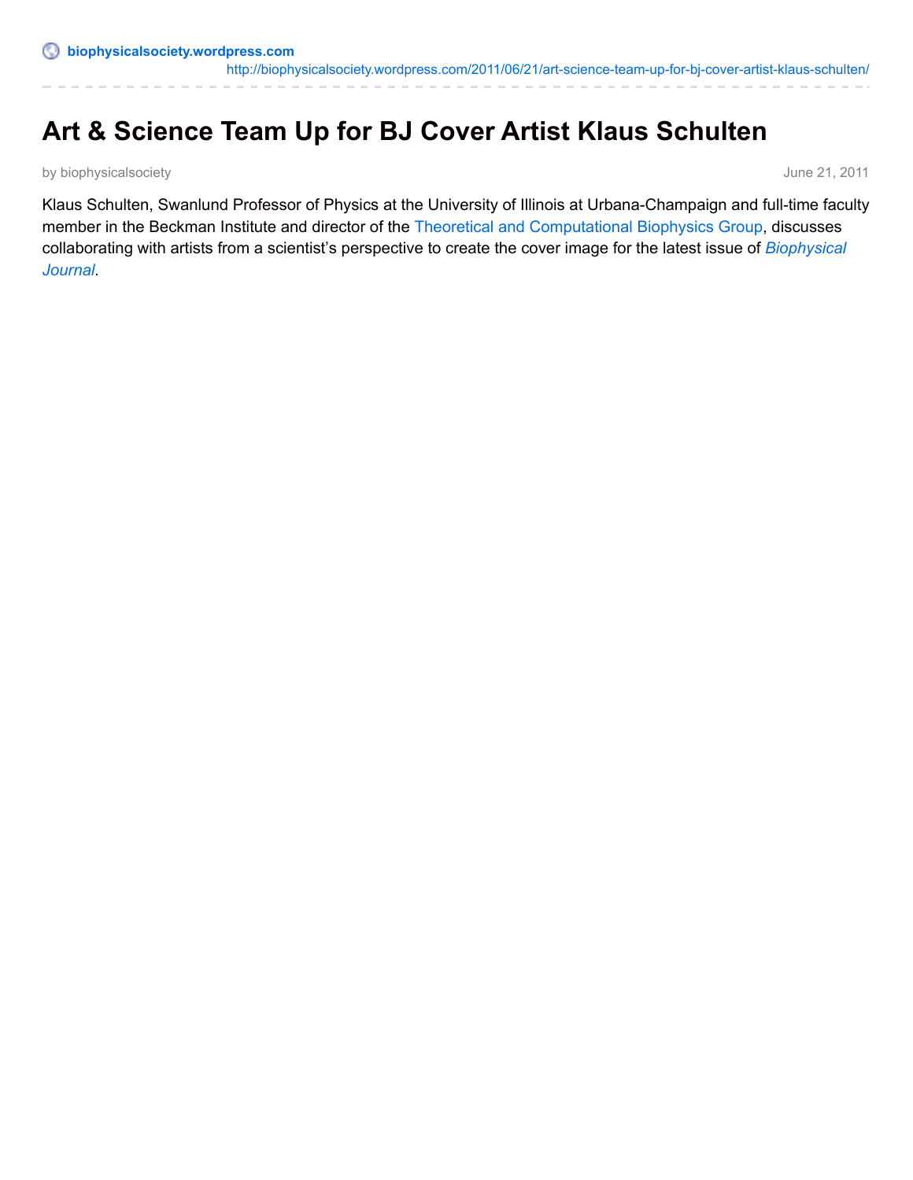biophysicalsociety.wordpress.com

http://biophysicalsociety.wordpress.com/2011/06/21/art-science-team-up-for-bj-cover-artist-klaus-schulten/

# Art & Science Team Up for BJ Cover Artist Klaus Schulten

by biophysicalsociety June 21, 2011

Klaus Schulten, Swanlund Professor of Physics at the University of Illinois at Urbana-Champaign and full-time faculty member in the Beckman Institute and director of the Theoretical and Computational Biophysics Group, discusses collaborating with artists from a scientist's perspective to create the cover image for the latest issue of *Biophysical Journal*.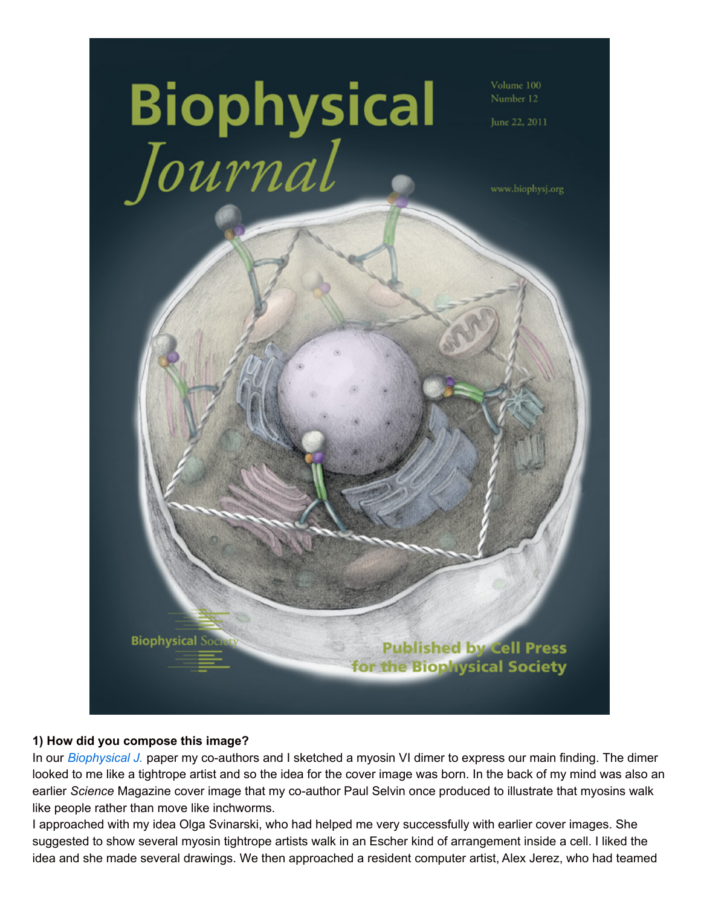**1) How did you compose this image?**

In our *Biophysical J.* paper my co-authors and I sketched a myosin VI dimer to express our main finding. The dimer looked to me like a tightrope artist and so the idea for the cover image was born. In the back of my mind was also an earlier *Science* Magazine cover image that my co-author Paul Selvin once produced to illustrate that myosins walk like people rather than move like inchworms.

I approached with my idea Olga Svinarski, who had helped me very successfully with earlier cover images. She suggested to show several myosin tightrope artists walk in an Escher kind of arrangement inside a cell. I liked the idea and she made several drawings. We then approached a resident computer artist, Alex Jerez, who had teamed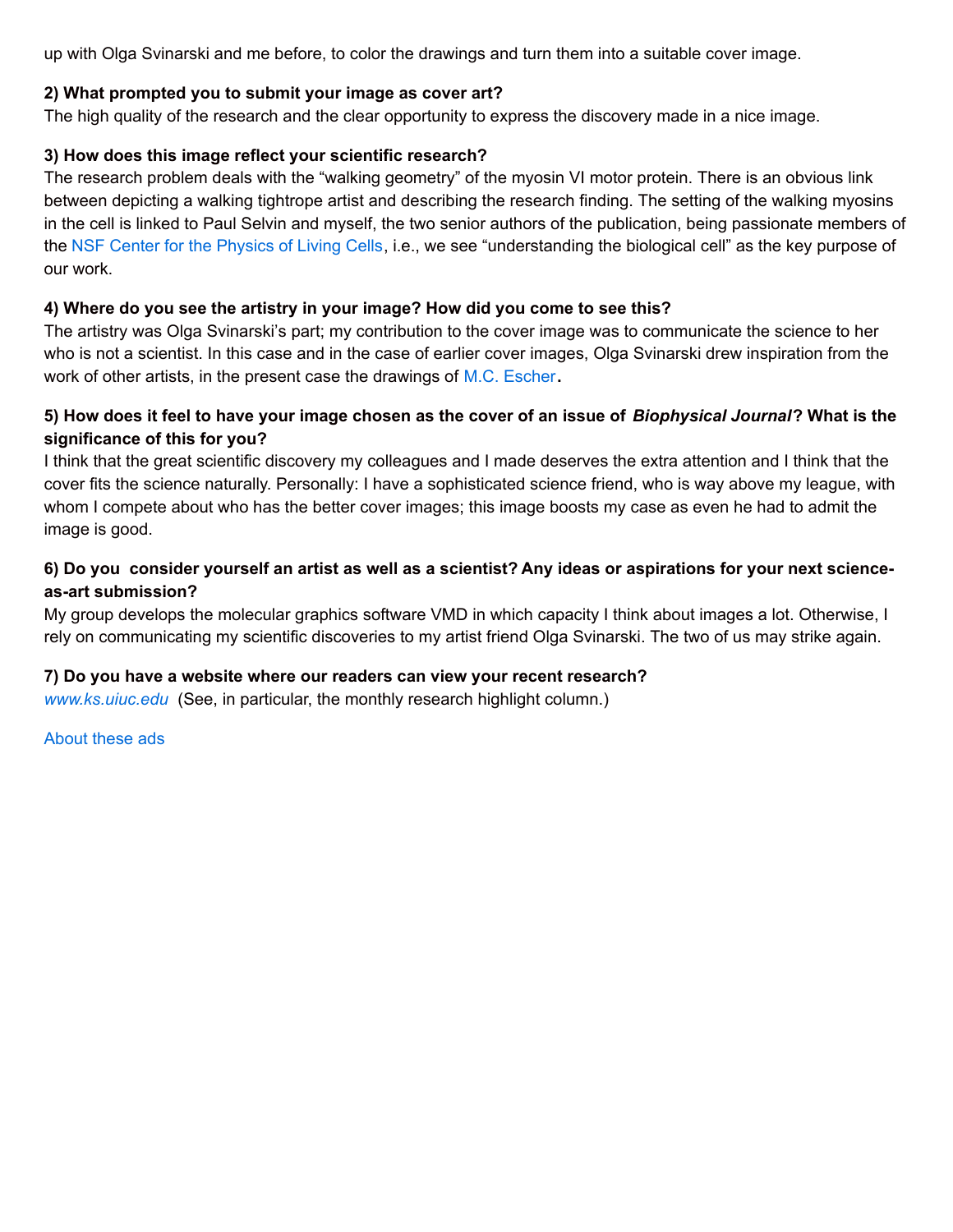up with Olga Svinarski and me before, to color the drawings and turn them into a suitable cover image.

**2) What prompted you to submit your image as cover art?**
The high quality of the research and the clear opportunity to express the discovery made in a nice image.

**3) How does this image reflect your scientific research?**
The research problem deals with the "walking geometry" of the myosin VI motor protein. There is an obvious link between depicting a walking tightrope artist and describing the research finding. The setting of the walking myosins in the cell is linked to Paul Selvin and myself, the two senior authors of the publication, being passionate members of the NSF Center for the Physics of Living Cells, i.e., we see "understanding the biological cell" as the key purpose of our work.

**4) Where do you see the artistry in your image? How did you come to see this?**
The artistry was Olga Svinarski's part; my contribution to the cover image was to communicate the science to her who is not a scientist. In this case and in the case of earlier cover images, Olga Svinarski drew inspiration from the work of other artists, in the present case the drawings of M.C. Escher**.**

**5) How does it feel to have your image chosen as the cover of an issue of *Biophysical Journal*? What is the significance of this for you?**
I think that the great scientific discovery my colleagues and I made deserves the extra attention and I think that the cover fits the science naturally. Personally: I have a sophisticated science friend, who is way above my league, with whom I compete about who has the better cover images; this image boosts my case as even he had to admit the image is good.

**6) Do you consider yourself an artist as well as a scientist? Any ideas or aspirations for your next science-as-art submission?**
My group develops the molecular graphics software VMD in which capacity I think about images a lot. Otherwise, I rely on communicating my scientific discoveries to my artist friend Olga Svinarski. The two of us may strike again.

**7) Do you have a website where our readers can view your recent research?**
*www.ks.uiuc.edu* (See, in particular, the monthly research highlight column.)

About these ads